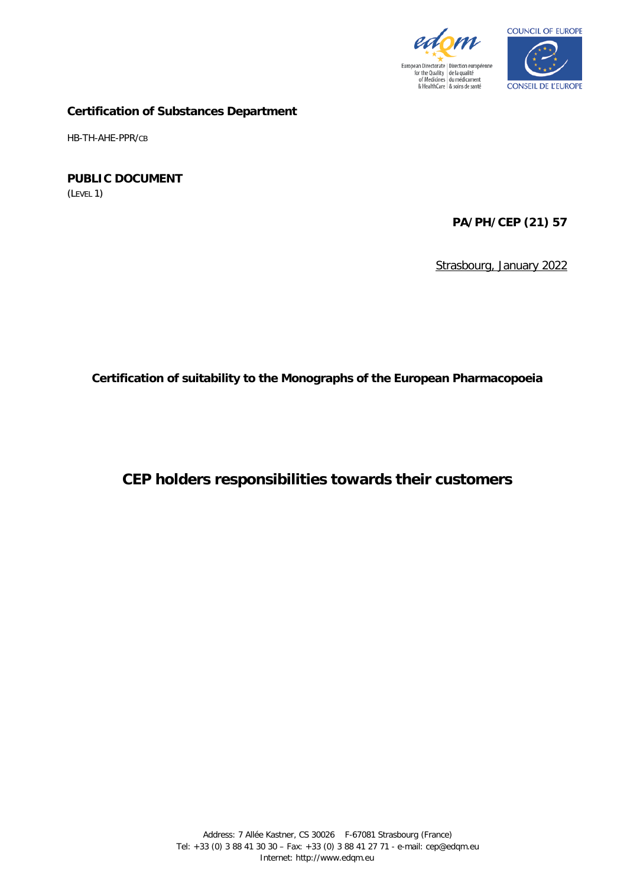**Certification of Substances Department**

HB-TH-AHE-PPR/CB

**PUBLIC DOCUMENT**
(LEVEL 1)

**PA/PH/CEP (21) 57**

Strasbourg, January 2022

**Certification of suitability to the Monographs of the European Pharmacopoeia**

# CEP holders responsibilities towards their customers

Address: 7 Allée Kastner, CS 30026 F-67081 Strasbourg (France)
Tel: +33 (0) 3 88 41 30 30 – Fax: +33 (0) 3 88 41 27 71 - e-mail: cep@edqm.eu
Internet: http://www.edqm.eu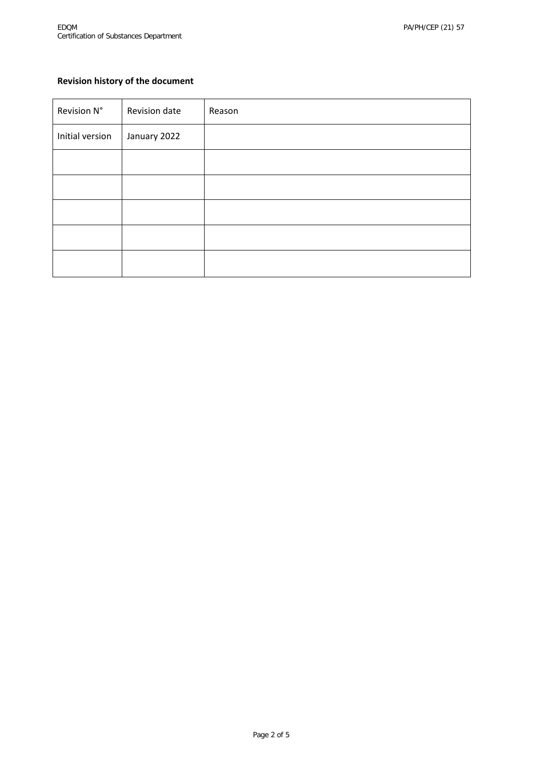**Revision history of the document**

| Revision N° | Revision date | Reason |
|---|---|---|
| Initial version | January 2022 | |
| | | |
| | | |
| | | |
| | | |
| | | |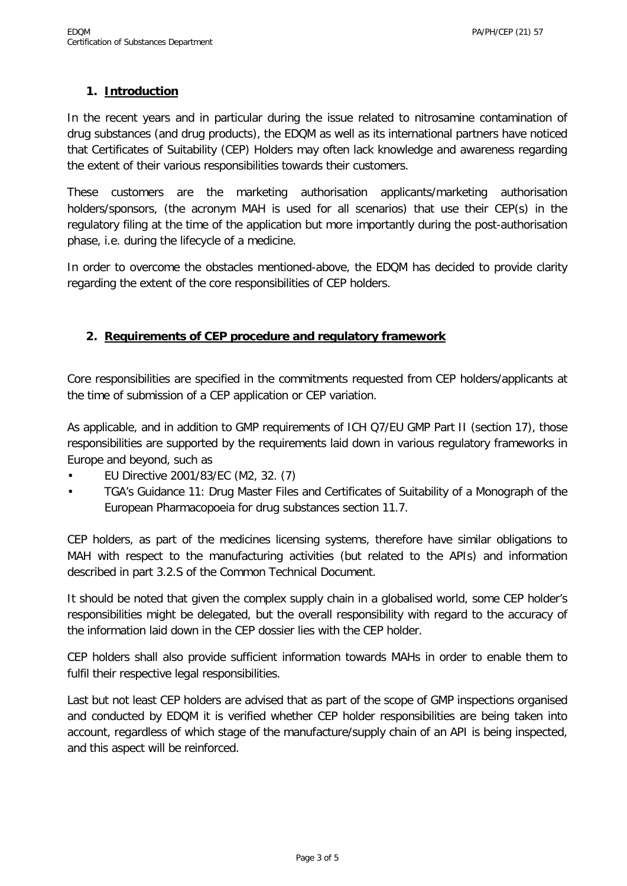## 1. Introduction

In the recent years and in particular during the issue related to nitrosamine contamination of drug substances (and drug products), the EDQM as well as its international partners have noticed that Certificates of Suitability (CEP) Holders may often lack knowledge and awareness regarding the extent of their various responsibilities towards their customers.

These customers are the marketing authorisation applicants/marketing authorisation holders/sponsors, (the acronym MAH is used for all scenarios) that use their CEP(s) in the regulatory filing at the time of the application but more importantly during the post-authorisation phase, i.e. during the lifecycle of a medicine.

In order to overcome the obstacles mentioned-above, the EDQM has decided to provide clarity regarding the extent of the core responsibilities of CEP holders.

## 2. Requirements of CEP procedure and regulatory framework

Core responsibilities are specified in the commitments requested from CEP holders/applicants at the time of submission of a CEP application or CEP variation.

As applicable, and in addition to GMP requirements of ICH Q7/EU GMP Part II (section 17), those responsibilities are supported by the requirements laid down in various regulatory frameworks in Europe and beyond, such as

- EU Directive 2001/83/EC (M2, 32. (7)
- TGA's Guidance 11: Drug Master Files and Certificates of Suitability of a Monograph of the European Pharmacopoeia for drug substances section 11.7.

CEP holders, as part of the medicines licensing systems, therefore have similar obligations to MAH with respect to the manufacturing activities (but related to the APIs) and information described in part 3.2.S of the Common Technical Document.

It should be noted that given the complex supply chain in a globalised world, some CEP holder's responsibilities might be delegated, but the overall responsibility with regard to the accuracy of the information laid down in the CEP dossier lies with the CEP holder.

CEP holders shall also provide sufficient information towards MAHs in order to enable them to fulfil their respective legal responsibilities.

Last but not least CEP holders are advised that as part of the scope of GMP inspections organised and conducted by EDQM it is verified whether CEP holder responsibilities are being taken into account, regardless of which stage of the manufacture/supply chain of an API is being inspected, and this aspect will be reinforced.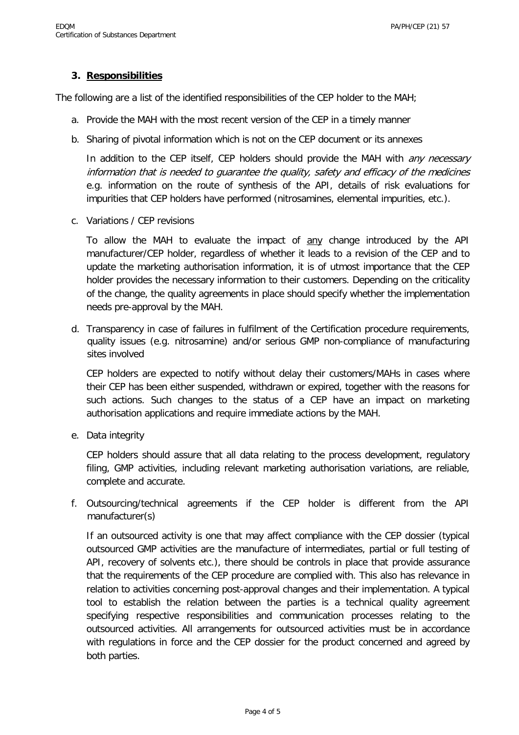## 3. Responsibilities

The following are a list of the identified responsibilities of the CEP holder to the MAH;

a. Provide the MAH with the most recent version of the CEP in a timely manner

b. Sharing of pivotal information which is not on the CEP document or its annexes

   In addition to the CEP itself, CEP holders should provide the MAH with *any necessary information that is needed to guarantee the quality, safety and efficacy of the medicines* e.g. information on the route of synthesis of the API, details of risk evaluations for impurities that CEP holders have performed (nitrosamines, elemental impurities, etc.).

c. Variations / CEP revisions

   To allow the MAH to evaluate the impact of <u>any</u> change introduced by the API manufacturer/CEP holder, regardless of whether it leads to a revision of the CEP and to update the marketing authorisation information, it is of utmost importance that the CEP holder provides the necessary information to their customers. Depending on the criticality of the change, the quality agreements in place should specify whether the implementation needs pre-approval by the MAH.

d. Transparency in case of failures in fulfilment of the Certification procedure requirements, quality issues (e.g. nitrosamine) and/or serious GMP non-compliance of manufacturing sites involved

   CEP holders are expected to notify without delay their customers/MAHs in cases where their CEP has been either suspended, withdrawn or expired, together with the reasons for such actions. Such changes to the status of a CEP have an impact on marketing authorisation applications and require immediate actions by the MAH.

e. Data integrity

   CEP holders should assure that all data relating to the process development, regulatory filing, GMP activities, including relevant marketing authorisation variations, are reliable, complete and accurate.

f. Outsourcing/technical agreements if the CEP holder is different from the API manufacturer(s)

   If an outsourced activity is one that may affect compliance with the CEP dossier (typical outsourced GMP activities are the manufacture of intermediates, partial or full testing of API, recovery of solvents etc.), there should be controls in place that provide assurance that the requirements of the CEP procedure are complied with. This also has relevance in relation to activities concerning post-approval changes and their implementation. A typical tool to establish the relation between the parties is a technical quality agreement specifying respective responsibilities and communication processes relating to the outsourced activities. All arrangements for outsourced activities must be in accordance with regulations in force and the CEP dossier for the product concerned and agreed by both parties.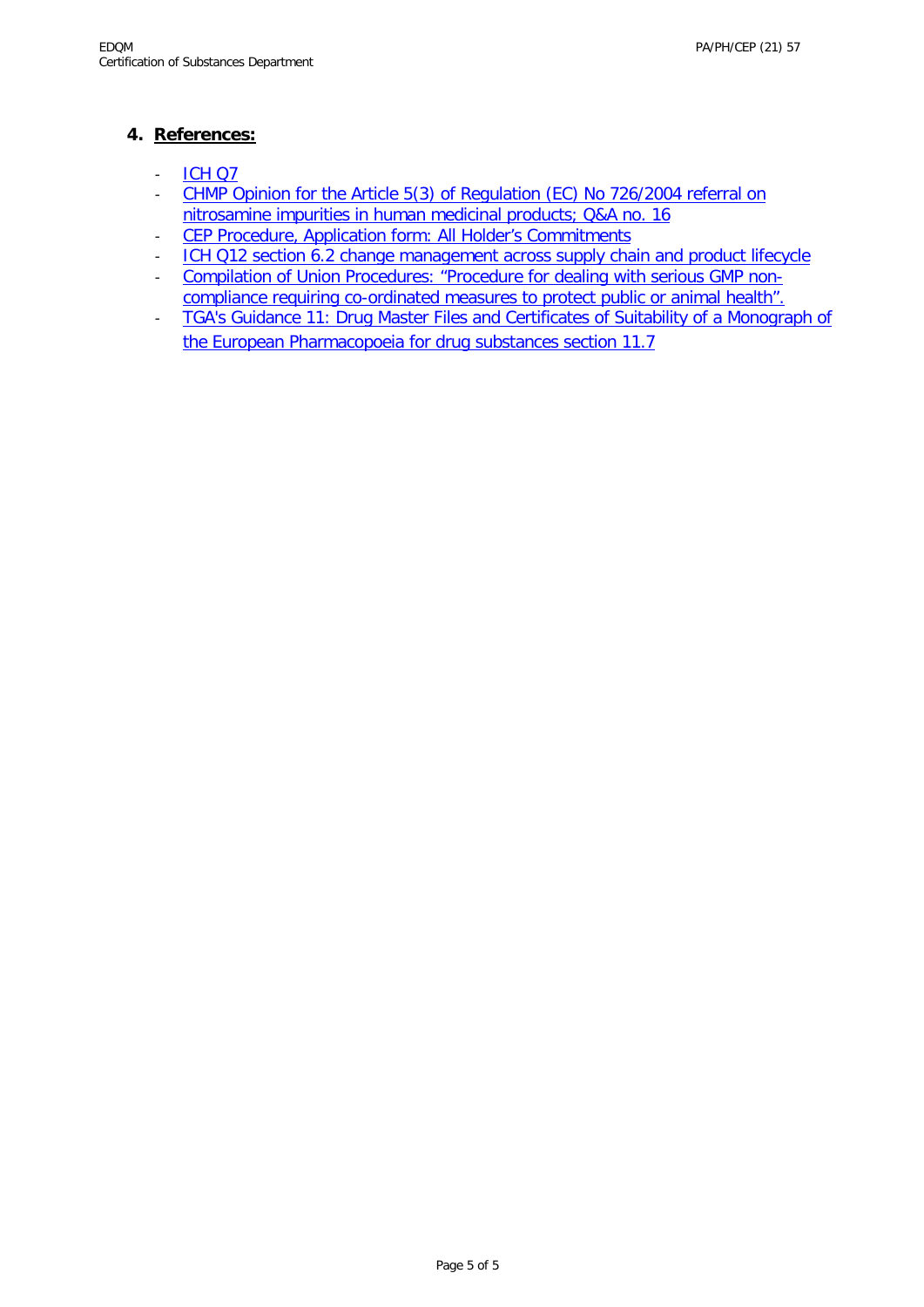## 4. References:

- ICH Q7
- CHMP Opinion for the Article 5(3) of Regulation (EC) No 726/2004 referral on nitrosamine impurities in human medicinal products; Q&A no. 16
- CEP Procedure, Application form: All Holder's Commitments
- ICH Q12 section 6.2 change management across supply chain and product lifecycle
- Compilation of Union Procedures: "Procedure for dealing with serious GMP non-compliance requiring co-ordinated measures to protect public or animal health".
- TGA's Guidance 11: Drug Master Files and Certificates of Suitability of a Monograph of the European Pharmacopoeia for drug substances section 11.7